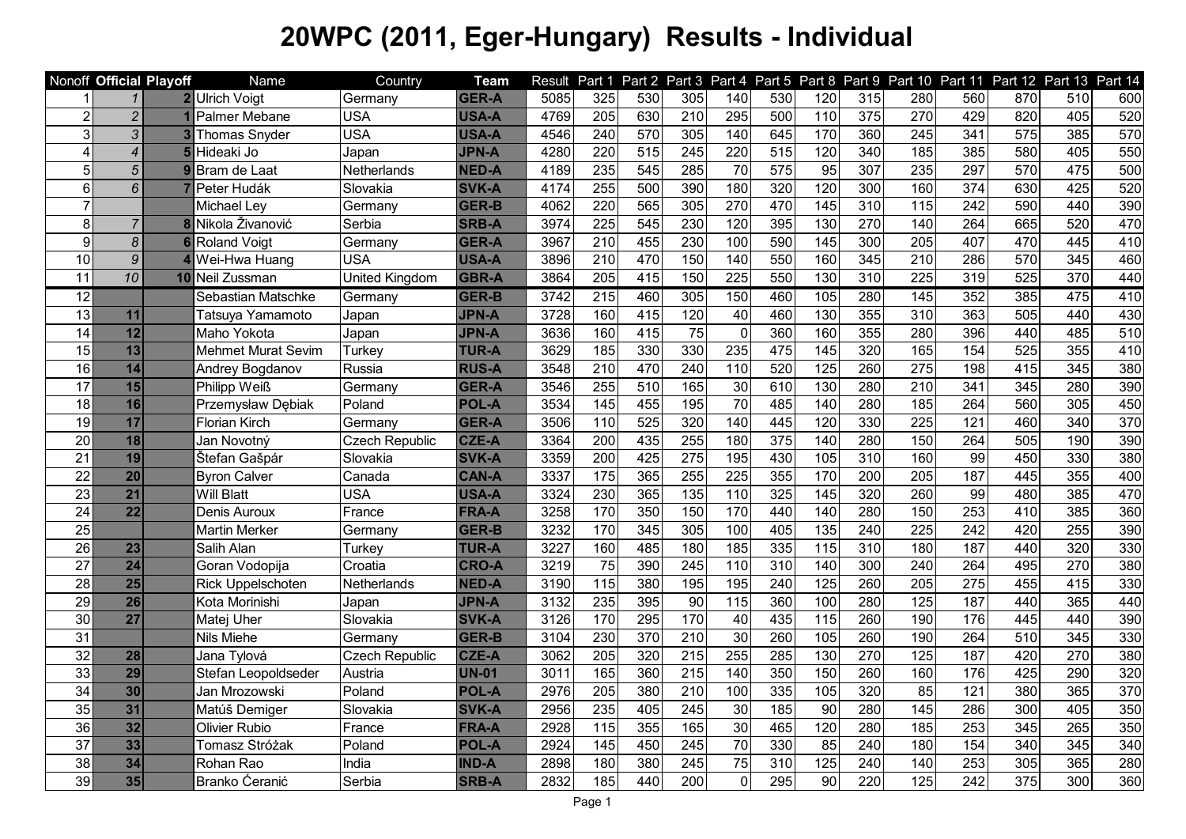# 20WPC (2011, Eger-Hungary) Results - Individual

| Nonoff | Official | Playoff | Name | Country | Team | Result | Part 1 | Part 2 | Part 3 | Part 4 | Part 5 | Part 8 | Part 9 | Part 10 | Part 11 | Part 12 | Part 13 | Part 14 |
|---|---|---|---|---|---|---|---|---|---|---|---|---|---|---|---|---|---|---|
| 1 | 1 | 2 | Ulrich Voigt | Germany | GER-A | 5085 | 325 | 530 | 305 | 140 | 530 | 120 | 315 | 280 | 560 | 870 | 510 | 600 |
| 2 | 2 | 1 | Palmer Mebane | USA | USA-A | 4769 | 205 | 630 | 210 | 295 | 500 | 110 | 375 | 270 | 429 | 820 | 405 | 520 |
| 3 | 3 | 3 | Thomas Snyder | USA | USA-A | 4546 | 240 | 570 | 305 | 140 | 645 | 170 | 360 | 245 | 341 | 575 | 385 | 570 |
| 4 | 4 | 5 | Hideaki Jo | Japan | JPN-A | 4280 | 220 | 515 | 245 | 220 | 515 | 120 | 340 | 185 | 385 | 580 | 405 | 550 |
| 5 | 5 | 9 | Bram de Laat | Netherlands | NED-A | 4189 | 235 | 545 | 285 | 70 | 575 | 95 | 307 | 235 | 297 | 570 | 475 | 500 |
| 6 | 6 | 7 | Peter Hudák | Slovakia | SVK-A | 4174 | 255 | 500 | 390 | 180 | 320 | 120 | 300 | 160 | 374 | 630 | 425 | 520 |
| 7 | | | Michael Ley | Germany | GER-B | 4062 | 220 | 565 | 305 | 270 | 470 | 145 | 310 | 115 | 242 | 590 | 440 | 390 |
| 8 | 7 | 8 | Nikola Živanović | Serbia | SRB-A | 3974 | 225 | 545 | 230 | 120 | 395 | 130 | 270 | 140 | 264 | 665 | 520 | 470 |
| 9 | 8 | 6 | Roland Voigt | Germany | GER-A | 3967 | 210 | 455 | 230 | 100 | 590 | 145 | 300 | 205 | 407 | 470 | 445 | 410 |
| 10 | 9 | 4 | Wei-Hwa Huang | USA | USA-A | 3896 | 210 | 470 | 150 | 140 | 550 | 160 | 345 | 210 | 286 | 570 | 345 | 460 |
| 11 | 10 | 10 | Neil Zussman | United Kingdom | GBR-A | 3864 | 205 | 415 | 150 | 225 | 550 | 130 | 310 | 225 | 319 | 525 | 370 | 440 |
| 12 | | | Sebastian Matschke | Germany | GER-B | 3742 | 215 | 460 | 305 | 150 | 460 | 105 | 280 | 145 | 352 | 385 | 475 | 410 |
| 13 | 11 | | Tatsuya Yamamoto | Japan | JPN-A | 3728 | 160 | 415 | 120 | 40 | 460 | 130 | 355 | 310 | 363 | 505 | 440 | 430 |
| 14 | 12 | | Maho Yokota | Japan | JPN-A | 3636 | 160 | 415 | 75 | 0 | 360 | 160 | 355 | 280 | 396 | 440 | 485 | 510 |
| 15 | 13 | | Mehmet Murat Sevim | Turkey | TUR-A | 3629 | 185 | 330 | 330 | 235 | 475 | 145 | 320 | 165 | 154 | 525 | 355 | 410 |
| 16 | 14 | | Andrey Bogdanov | Russia | RUS-A | 3548 | 210 | 470 | 240 | 110 | 520 | 125 | 260 | 275 | 198 | 415 | 345 | 380 |
| 17 | 15 | | Philipp Weiß | Germany | GER-A | 3546 | 255 | 510 | 165 | 30 | 610 | 130 | 280 | 210 | 341 | 345 | 280 | 390 |
| 18 | 16 | | Przemysław Dębiak | Poland | POL-A | 3534 | 145 | 455 | 195 | 70 | 485 | 140 | 280 | 185 | 264 | 560 | 305 | 450 |
| 19 | 17 | | Florian Kirch | Germany | GER-A | 3506 | 110 | 525 | 320 | 140 | 445 | 120 | 330 | 225 | 121 | 460 | 340 | 370 |
| 20 | 18 | | Jan Novotný | Czech Republic | CZE-A | 3364 | 200 | 435 | 255 | 180 | 375 | 140 | 280 | 150 | 264 | 505 | 190 | 390 |
| 21 | 19 | | Štefan Gašpár | Slovakia | SVK-A | 3359 | 200 | 425 | 275 | 195 | 430 | 105 | 310 | 160 | 99 | 450 | 330 | 380 |
| 22 | 20 | | Byron Calver | Canada | CAN-A | 3337 | 175 | 365 | 255 | 225 | 355 | 170 | 200 | 205 | 187 | 445 | 355 | 400 |
| 23 | 21 | | Will Blatt | USA | USA-A | 3324 | 230 | 365 | 135 | 110 | 325 | 145 | 320 | 260 | 99 | 480 | 385 | 470 |
| 24 | 22 | | Denis Auroux | France | FRA-A | 3258 | 170 | 350 | 150 | 170 | 440 | 140 | 280 | 150 | 253 | 410 | 385 | 360 |
| 25 | | | Martin Merker | Germany | GER-B | 3232 | 170 | 345 | 305 | 100 | 405 | 135 | 240 | 225 | 242 | 420 | 255 | 390 |
| 26 | 23 | | Salih Alan | Turkey | TUR-A | 3227 | 160 | 485 | 180 | 185 | 335 | 115 | 310 | 180 | 187 | 440 | 320 | 330 |
| 27 | 24 | | Goran Vodopija | Croatia | CRO-A | 3219 | 75 | 390 | 245 | 110 | 310 | 140 | 300 | 240 | 264 | 495 | 270 | 380 |
| 28 | 25 | | Rick Uppelschoten | Netherlands | NED-A | 3190 | 115 | 380 | 195 | 195 | 240 | 125 | 260 | 205 | 275 | 455 | 415 | 330 |
| 29 | 26 | | Kota Morinishi | Japan | JPN-A | 3132 | 235 | 395 | 90 | 115 | 360 | 100 | 280 | 125 | 187 | 440 | 365 | 440 |
| 30 | 27 | | Matej Uher | Slovakia | SVK-A | 3126 | 170 | 295 | 170 | 40 | 435 | 115 | 260 | 190 | 176 | 445 | 440 | 390 |
| 31 | | | Nils Miehe | Germany | GER-B | 3104 | 230 | 370 | 210 | 30 | 260 | 105 | 260 | 190 | 264 | 510 | 345 | 330 |
| 32 | 28 | | Jana Tylová | Czech Republic | CZE-A | 3062 | 205 | 320 | 215 | 255 | 285 | 130 | 270 | 125 | 187 | 420 | 270 | 380 |
| 33 | 29 | | Stefan Leopoldseder | Austria | UN-01 | 3011 | 165 | 360 | 215 | 140 | 350 | 150 | 260 | 160 | 176 | 425 | 290 | 320 |
| 34 | 30 | | Jan Mrozowski | Poland | POL-A | 2976 | 205 | 380 | 210 | 100 | 335 | 105 | 320 | 85 | 121 | 380 | 365 | 370 |
| 35 | 31 | | Matúš Demiger | Slovakia | SVK-A | 2956 | 235 | 405 | 245 | 30 | 185 | 90 | 280 | 145 | 286 | 300 | 405 | 350 |
| 36 | 32 | | Olivier Rubio | France | FRA-A | 2928 | 115 | 355 | 165 | 30 | 465 | 120 | 280 | 185 | 253 | 345 | 265 | 350 |
| 37 | 33 | | Tomasz Stróżak | Poland | POL-A | 2924 | 145 | 450 | 245 | 70 | 330 | 85 | 240 | 180 | 154 | 340 | 345 | 340 |
| 38 | 34 | | Rohan Rao | India | IND-A | 2898 | 180 | 380 | 245 | 75 | 310 | 125 | 240 | 140 | 253 | 305 | 365 | 280 |
| 39 | 35 | | Branko Ćeranić | Serbia | SRB-A | 2832 | 185 | 440 | 200 | 0 | 295 | 90 | 220 | 125 | 242 | 375 | 300 | 360 |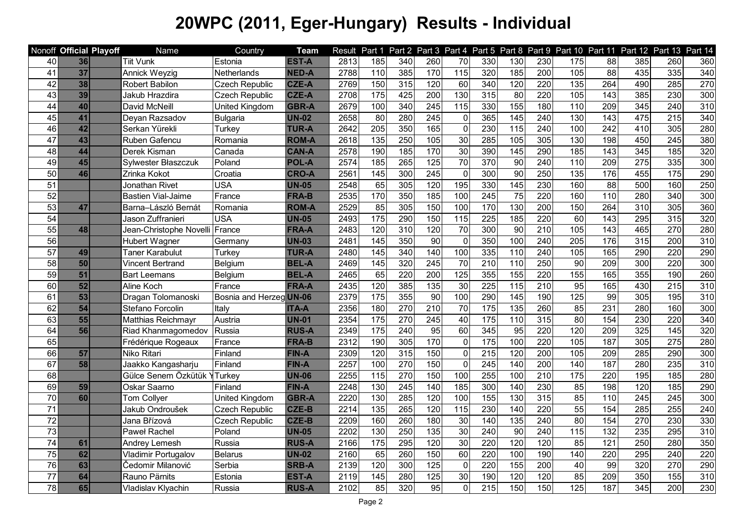# 20WPC (2011, Eger-Hungary) Results - Individual

| Nonoff | Official | Playoff | Name | Country | Team | Result | Part 1 | Part 2 | Part 3 | Part 4 | Part 5 | Part 8 | Part 9 | Part 10 | Part 11 | Part 12 | Part 13 | Part 14 |
|---|---|---|---|---|---|---|---|---|---|---|---|---|---|---|---|---|---|---|
| 40 | 36 | | Tiit Vunk | Estonia | EST-A | 2813 | 185 | 340 | 260 | 70 | 330 | 130 | 230 | 175 | 88 | 385 | 260 | 360 |
| 41 | 37 | | Annick Weyzig | Netherlands | NED-A | 2788 | 110 | 385 | 170 | 115 | 320 | 185 | 200 | 105 | 88 | 435 | 335 | 340 |
| 42 | 38 | | Robert Babilon | Czech Republic | CZE-A | 2769 | 150 | 315 | 120 | 60 | 340 | 120 | 220 | 135 | 264 | 490 | 285 | 270 |
| 43 | 39 | | Jakub Hrazdira | Czech Republic | CZE-A | 2708 | 175 | 425 | 200 | 130 | 315 | 80 | 220 | 105 | 143 | 385 | 230 | 300 |
| 44 | 40 | | David McNeill | United Kingdom | GBR-A | 2679 | 100 | 340 | 245 | 115 | 330 | 155 | 180 | 110 | 209 | 345 | 240 | 310 |
| 45 | 41 | | Deyan Razsadov | Bulgaria | UN-02 | 2658 | 80 | 280 | 245 | 0 | 365 | 145 | 240 | 130 | 143 | 475 | 215 | 340 |
| 46 | 42 | | Serkan Yürekli | Turkey | TUR-A | 2642 | 205 | 350 | 165 | 0 | 230 | 115 | 240 | 100 | 242 | 410 | 305 | 280 |
| 47 | 43 | | Ruben Gafencu | Romania | ROM-A | 2618 | 135 | 250 | 105 | 30 | 285 | 105 | 305 | 130 | 198 | 450 | 245 | 380 |
| 48 | 44 | | Derek Kisman | Canada | CAN-A | 2578 | 190 | 185 | 170 | 30 | 390 | 145 | 290 | 185 | 143 | 345 | 185 | 320 |
| 49 | 45 | | Sylwester Błaszczuk | Poland | POL-A | 2574 | 185 | 265 | 125 | 70 | 370 | 90 | 240 | 110 | 209 | 275 | 335 | 300 |
| 50 | 46 | | Zrinka Kokot | Croatia | CRO-A | 2561 | 145 | 300 | 245 | 0 | 300 | 90 | 250 | 135 | 176 | 455 | 175 | 290 |
| 51 | | | Jonathan Rivet | USA | UN-05 | 2548 | 65 | 305 | 120 | 195 | 330 | 145 | 230 | 160 | 88 | 500 | 160 | 250 |
| 52 | | | Bastien Vial-Jaime | France | FRA-B | 2535 | 170 | 350 | 185 | 100 | 245 | 75 | 220 | 160 | 110 | 280 | 340 | 300 |
| 53 | 47 | | Barna–László Bernát | Romania | ROM-A | 2529 | 85 | 305 | 150 | 100 | 170 | 130 | 200 | 150 | 264 | 310 | 305 | 360 |
| 54 | | | Jason Zuffranieri | USA | UN-05 | 2493 | 175 | 290 | 150 | 115 | 225 | 185 | 220 | 60 | 143 | 295 | 315 | 320 |
| 55 | 48 | | Jean-Christophe Novelli | France | FRA-A | 2483 | 120 | 310 | 120 | 70 | 300 | 90 | 210 | 105 | 143 | 465 | 270 | 280 |
| 56 | | | Hubert Wagner | Germany | UN-03 | 2481 | 145 | 350 | 90 | 0 | 350 | 100 | 240 | 205 | 176 | 315 | 200 | 310 |
| 57 | 49 | | Taner Karabulut | Turkey | TUR-A | 2480 | 145 | 340 | 140 | 100 | 335 | 110 | 240 | 105 | 165 | 290 | 220 | 290 |
| 58 | 50 | | Vincent Bertrand | Belgium | BEL-A | 2469 | 145 | 320 | 245 | 70 | 210 | 110 | 250 | 90 | 209 | 300 | 220 | 300 |
| 59 | 51 | | Bart Leemans | Belgium | BEL-A | 2465 | 65 | 220 | 200 | 125 | 355 | 155 | 220 | 155 | 165 | 355 | 190 | 260 |
| 60 | 52 | | Aline Koch | France | FRA-A | 2435 | 120 | 385 | 135 | 30 | 225 | 115 | 210 | 95 | 165 | 430 | 215 | 310 |
| 61 | 53 | | Dragan Tolomanoski | Bosnia and Herzeg | UN-06 | 2379 | 175 | 355 | 90 | 100 | 290 | 145 | 190 | 125 | 99 | 305 | 195 | 310 |
| 62 | 54 | | Stefano Forcolin | Italy | ITA-A | 2356 | 180 | 270 | 210 | 70 | 175 | 135 | 260 | 85 | 231 | 280 | 160 | 300 |
| 63 | 55 | | Matthias Reichmayr | Austria | UN-01 | 2354 | 175 | 270 | 245 | 40 | 175 | 110 | 315 | 80 | 154 | 230 | 220 | 340 |
| 64 | 56 | | Riad Khanmagomedov | Russia | RUS-A | 2349 | 175 | 240 | 95 | 60 | 345 | 95 | 220 | 120 | 209 | 325 | 145 | 320 |
| 65 | | | Frédérique Rogeaux | France | FRA-B | 2312 | 190 | 305 | 170 | 0 | 175 | 100 | 220 | 105 | 187 | 305 | 275 | 280 |
| 66 | 57 | | Niko Ritari | Finland | FIN-A | 2309 | 120 | 315 | 150 | 0 | 215 | 120 | 200 | 105 | 209 | 285 | 290 | 300 |
| 67 | 58 | | Jaakko Kangasharju | Finland | FIN-A | 2257 | 100 | 270 | 150 | 0 | 245 | 140 | 200 | 140 | 187 | 280 | 235 | 310 |
| 68 | | | Gülce Senem Özkütük Y | Turkey | UN-06 | 2255 | 115 | 270 | 150 | 100 | 255 | 100 | 210 | 175 | 220 | 195 | 185 | 280 |
| 69 | 59 | | Oskar Saarno | Finland | FIN-A | 2248 | 130 | 245 | 140 | 185 | 300 | 140 | 230 | 85 | 198 | 120 | 185 | 290 |
| 70 | 60 | | Tom Collyer | United Kingdom | GBR-A | 2220 | 130 | 285 | 120 | 100 | 155 | 130 | 315 | 85 | 110 | 245 | 245 | 300 |
| 71 | | | Jakub Ondroušek | Czech Republic | CZE-B | 2214 | 135 | 265 | 120 | 115 | 230 | 140 | 220 | 55 | 154 | 285 | 255 | 240 |
| 72 | | | Jana Břízová | Czech Republic | CZE-B | 2209 | 160 | 260 | 180 | 30 | 140 | 135 | 240 | 80 | 154 | 270 | 230 | 330 |
| 73 | | | Paweł Rachel | Poland | UN-05 | 2202 | 130 | 250 | 135 | 30 | 240 | 90 | 240 | 115 | 132 | 235 | 295 | 310 |
| 74 | 61 | | Andrey Lemesh | Russia | RUS-A | 2166 | 175 | 295 | 120 | 30 | 220 | 120 | 120 | 85 | 121 | 250 | 280 | 350 |
| 75 | 62 | | Vladimir Portugalov | Belarus | UN-02 | 2160 | 65 | 260 | 150 | 60 | 220 | 100 | 190 | 140 | 220 | 295 | 240 | 220 |
| 76 | 63 | | Čedomir Milanović | Serbia | SRB-A | 2139 | 120 | 300 | 125 | 0 | 220 | 155 | 200 | 40 | 99 | 320 | 270 | 290 |
| 77 | 64 | | Rauno Pärnits | Estonia | EST-A | 2119 | 145 | 280 | 125 | 30 | 190 | 120 | 120 | 85 | 209 | 350 | 155 | 310 |
| 78 | 65 | | Vladislav Klyachin | Russia | RUS-A | 2102 | 85 | 320 | 95 | 0 | 215 | 150 | 150 | 125 | 187 | 345 | 200 | 230 |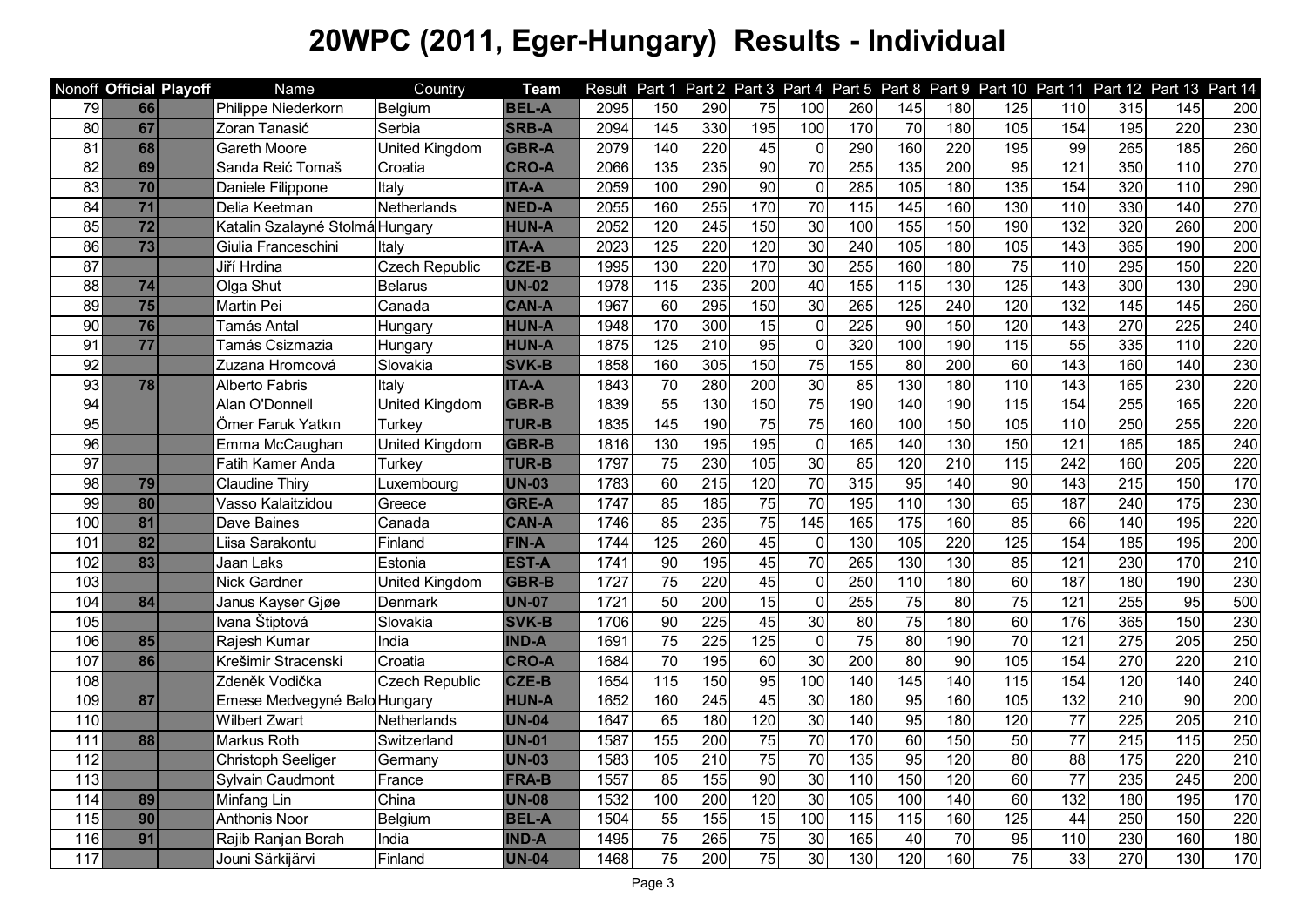# 20WPC (2011, Eger-Hungary) Results - Individual

| Nonoff | Official | Playoff | Name | Country | Team | Result | Part 1 | Part 2 | Part 3 | Part 4 | Part 5 | Part 8 | Part 9 | Part 10 | Part 11 | Part 12 | Part 13 | Part 14 |
|---|---|---|---|---|---|---|---|---|---|---|---|---|---|---|---|---|---|---|
| 79 | 66 | | Philippe Niederkorn | Belgium | BEL-A | 2095 | 150 | 290 | 75 | 100 | 260 | 145 | 180 | 125 | 110 | 315 | 145 | 200 |
| 80 | 67 | | Zoran Tanasić | Serbia | SRB-A | 2094 | 145 | 330 | 195 | 100 | 170 | 70 | 180 | 105 | 154 | 195 | 220 | 230 |
| 81 | 68 | | Gareth Moore | United Kingdom | GBR-A | 2079 | 140 | 220 | 45 | 0 | 290 | 160 | 220 | 195 | 99 | 265 | 185 | 260 |
| 82 | 69 | | Sanda Reić Tomaš | Croatia | CRO-A | 2066 | 135 | 235 | 90 | 70 | 255 | 135 | 200 | 95 | 121 | 350 | 110 | 270 |
| 83 | 70 | | Daniele Filippone | Italy | ITA-A | 2059 | 100 | 290 | 90 | 0 | 285 | 105 | 180 | 135 | 154 | 320 | 110 | 290 |
| 84 | 71 | | Delia Keetman | Netherlands | NED-A | 2055 | 160 | 255 | 170 | 70 | 115 | 145 | 160 | 130 | 110 | 330 | 140 | 270 |
| 85 | 72 | | Katalin Szalayné Stolmá | Hungary | HUN-A | 2052 | 120 | 245 | 150 | 30 | 100 | 155 | 150 | 190 | 132 | 320 | 260 | 200 |
| 86 | 73 | | Giulia Franceschini | Italy | ITA-A | 2023 | 125 | 220 | 120 | 30 | 240 | 105 | 180 | 105 | 143 | 365 | 190 | 200 |
| 87 | | | Jiří Hrdina | Czech Republic | CZE-B | 1995 | 130 | 220 | 170 | 30 | 255 | 160 | 180 | 75 | 110 | 295 | 150 | 220 |
| 88 | 74 | | Olga Shut | Belarus | UN-02 | 1978 | 115 | 235 | 200 | 40 | 155 | 115 | 130 | 125 | 143 | 300 | 130 | 290 |
| 89 | 75 | | Martin Pei | Canada | CAN-A | 1967 | 60 | 295 | 150 | 30 | 265 | 125 | 240 | 120 | 132 | 145 | 145 | 260 |
| 90 | 76 | | Tamás Antal | Hungary | HUN-A | 1948 | 170 | 300 | 15 | 0 | 225 | 90 | 150 | 120 | 143 | 270 | 225 | 240 |
| 91 | 77 | | Tamás Csizmazia | Hungary | HUN-A | 1875 | 125 | 210 | 95 | 0 | 320 | 100 | 190 | 115 | 55 | 335 | 110 | 220 |
| 92 | | | Zuzana Hromcová | Slovakia | SVK-B | 1858 | 160 | 305 | 150 | 75 | 155 | 80 | 200 | 60 | 143 | 160 | 140 | 230 |
| 93 | 78 | | Alberto Fabris | Italy | ITA-A | 1843 | 70 | 280 | 200 | 30 | 85 | 130 | 180 | 110 | 143 | 165 | 230 | 220 |
| 94 | | | Alan O'Donnell | United Kingdom | GBR-B | 1839 | 55 | 130 | 150 | 75 | 190 | 140 | 190 | 115 | 154 | 255 | 165 | 220 |
| 95 | | | Ömer Faruk Yatkın | Turkey | TUR-B | 1835 | 145 | 190 | 75 | 75 | 160 | 100 | 150 | 105 | 110 | 250 | 255 | 220 |
| 96 | | | Emma McCaughan | United Kingdom | GBR-B | 1816 | 130 | 195 | 195 | 0 | 165 | 140 | 130 | 150 | 121 | 165 | 185 | 240 |
| 97 | | | Fatih Kamer Anda | Turkey | TUR-B | 1797 | 75 | 230 | 105 | 30 | 85 | 120 | 210 | 115 | 242 | 160 | 205 | 220 |
| 98 | 79 | | Claudine Thiry | Luxembourg | UN-03 | 1783 | 60 | 215 | 120 | 70 | 315 | 95 | 140 | 90 | 143 | 215 | 150 | 170 |
| 99 | 80 | | Vasso Kalaitzidou | Greece | GRE-A | 1747 | 85 | 185 | 75 | 70 | 195 | 110 | 130 | 65 | 187 | 240 | 175 | 230 |
| 100 | 81 | | Dave Baines | Canada | CAN-A | 1746 | 85 | 235 | 75 | 145 | 165 | 175 | 160 | 85 | 66 | 140 | 195 | 220 |
| 101 | 82 | | Liisa Sarakontu | Finland | FIN-A | 1744 | 125 | 260 | 45 | 0 | 130 | 105 | 220 | 125 | 154 | 185 | 195 | 200 |
| 102 | 83 | | Jaan Laks | Estonia | EST-A | 1741 | 90 | 195 | 45 | 70 | 265 | 130 | 130 | 85 | 121 | 230 | 170 | 210 |
| 103 | | | Nick Gardner | United Kingdom | GBR-B | 1727 | 75 | 220 | 45 | 0 | 250 | 110 | 180 | 60 | 187 | 180 | 190 | 230 |
| 104 | 84 | | Janus Kayser Gjøe | Denmark | UN-07 | 1721 | 50 | 200 | 15 | 0 | 255 | 75 | 80 | 75 | 121 | 255 | 95 | 500 |
| 105 | | | Ivana Štiptová | Slovakia | SVK-B | 1706 | 90 | 225 | 45 | 30 | 80 | 75 | 180 | 60 | 176 | 365 | 150 | 230 |
| 106 | 85 | | Rajesh Kumar | India | IND-A | 1691 | 75 | 225 | 125 | 0 | 75 | 80 | 190 | 70 | 121 | 275 | 205 | 250 |
| 107 | 86 | | Krešimir Stracenski | Croatia | CRO-A | 1684 | 70 | 195 | 60 | 30 | 200 | 80 | 90 | 105 | 154 | 270 | 220 | 210 |
| 108 | | | Zdeněk Vodička | Czech Republic | CZE-B | 1654 | 115 | 150 | 95 | 100 | 140 | 145 | 140 | 115 | 154 | 120 | 140 | 240 |
| 109 | 87 | | Emese Medvegyné Balo | Hungary | HUN-A | 1652 | 160 | 245 | 45 | 30 | 180 | 95 | 160 | 105 | 132 | 210 | 90 | 200 |
| 110 | | | Wilbert Zwart | Netherlands | UN-04 | 1647 | 65 | 180 | 120 | 30 | 140 | 95 | 180 | 120 | 77 | 225 | 205 | 210 |
| 111 | 88 | | Markus Roth | Switzerland | UN-01 | 1587 | 155 | 200 | 75 | 70 | 170 | 60 | 150 | 50 | 77 | 215 | 115 | 250 |
| 112 | | | Christoph Seeliger | Germany | UN-03 | 1583 | 105 | 210 | 75 | 70 | 135 | 95 | 120 | 80 | 88 | 175 | 220 | 210 |
| 113 | | | Sylvain Caudmont | France | FRA-B | 1557 | 85 | 155 | 90 | 30 | 110 | 150 | 120 | 60 | 77 | 235 | 245 | 200 |
| 114 | 89 | | Minfang Lin | China | UN-08 | 1532 | 100 | 200 | 120 | 30 | 105 | 100 | 140 | 60 | 132 | 180 | 195 | 170 |
| 115 | 90 | | Anthonis Noor | Belgium | BEL-A | 1504 | 55 | 155 | 15 | 100 | 115 | 115 | 160 | 125 | 44 | 250 | 150 | 220 |
| 116 | 91 | | Rajib Ranjan Borah | India | IND-A | 1495 | 75 | 265 | 75 | 30 | 165 | 40 | 70 | 95 | 110 | 230 | 160 | 180 |
| 117 | | | Jouni Särkijärvi | Finland | UN-04 | 1468 | 75 | 200 | 75 | 30 | 130 | 120 | 160 | 75 | 33 | 270 | 130 | 170 |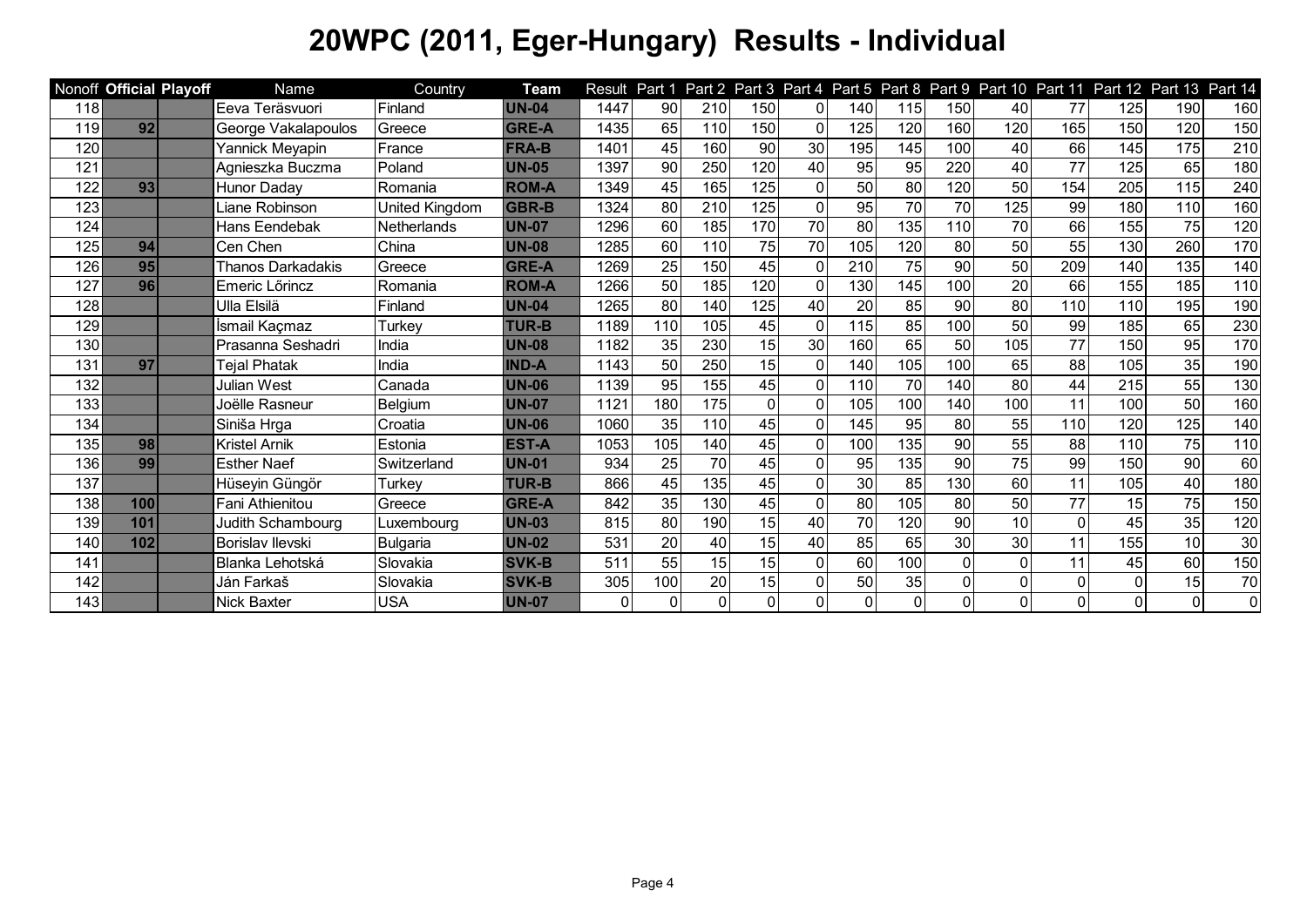# 20WPC (2011, Eger-Hungary) Results - Individual

| Nonoff | Official | Playoff | Name | Country | Team | Result | Part 1 | Part 2 | Part 3 | Part 4 | Part 5 | Part 8 | Part 9 | Part 10 | Part 11 | Part 12 | Part 13 | Part 14 |
|---|---|---|---|---|---|---|---|---|---|---|---|---|---|---|---|---|---|---|
| 118 | | | Eeva Teräsvuori | Finland | UN-04 | 1447 | 90 | 210 | 150 | 0 | 140 | 115 | 150 | 40 | 77 | 125 | 190 | 160 |
| 119 | 92 | | George Vakalapoulos | Greece | GRE-A | 1435 | 65 | 110 | 150 | 0 | 125 | 120 | 160 | 120 | 165 | 150 | 120 | 150 |
| 120 | | | Yannick Meyapin | France | FRA-B | 1401 | 45 | 160 | 90 | 30 | 195 | 145 | 100 | 40 | 66 | 145 | 175 | 210 |
| 121 | | | Agnieszka Buczma | Poland | UN-05 | 1397 | 90 | 250 | 120 | 40 | 95 | 95 | 220 | 40 | 77 | 125 | 65 | 180 |
| 122 | 93 | | Hunor Daday | Romania | ROM-A | 1349 | 45 | 165 | 125 | 0 | 50 | 80 | 120 | 50 | 154 | 205 | 115 | 240 |
| 123 | | | Liane Robinson | United Kingdom | GBR-B | 1324 | 80 | 210 | 125 | 0 | 95 | 70 | 70 | 125 | 99 | 180 | 110 | 160 |
| 124 | | | Hans Eendebak | Netherlands | UN-07 | 1296 | 60 | 185 | 170 | 70 | 80 | 135 | 110 | 70 | 66 | 155 | 75 | 120 |
| 125 | 94 | | Cen Chen | China | UN-08 | 1285 | 60 | 110 | 75 | 70 | 105 | 120 | 80 | 50 | 55 | 130 | 260 | 170 |
| 126 | 95 | | Thanos Darkadakis | Greece | GRE-A | 1269 | 25 | 150 | 45 | 0 | 210 | 75 | 90 | 50 | 209 | 140 | 135 | 140 |
| 127 | 96 | | Emeric Lőrincz | Romania | ROM-A | 1266 | 50 | 185 | 120 | 0 | 130 | 145 | 100 | 20 | 66 | 155 | 185 | 110 |
| 128 | | | Ulla Elsilä | Finland | UN-04 | 1265 | 80 | 140 | 125 | 40 | 20 | 85 | 90 | 80 | 110 | 110 | 195 | 190 |
| 129 | | | İsmail Kaçmaz | Turkey | TUR-B | 1189 | 110 | 105 | 45 | 0 | 115 | 85 | 100 | 50 | 99 | 185 | 65 | 230 |
| 130 | | | Prasanna Seshadri | India | UN-08 | 1182 | 35 | 230 | 15 | 30 | 160 | 65 | 50 | 105 | 77 | 150 | 95 | 170 |
| 131 | 97 | | Tejal Phatak | India | IND-A | 1143 | 50 | 250 | 15 | 0 | 140 | 105 | 100 | 65 | 88 | 105 | 35 | 190 |
| 132 | | | Julian West | Canada | UN-06 | 1139 | 95 | 155 | 45 | 0 | 110 | 70 | 140 | 80 | 44 | 215 | 55 | 130 |
| 133 | | | Joëlle Rasneur | Belgium | UN-07 | 1121 | 180 | 175 | 0 | 0 | 105 | 100 | 140 | 100 | 11 | 100 | 50 | 160 |
| 134 | | | Siniša Hrga | Croatia | UN-06 | 1060 | 35 | 110 | 45 | 0 | 145 | 95 | 80 | 55 | 110 | 120 | 125 | 140 |
| 135 | 98 | | Kristel Arnik | Estonia | EST-A | 1053 | 105 | 140 | 45 | 0 | 100 | 135 | 90 | 55 | 88 | 110 | 75 | 110 |
| 136 | 99 | | Esther Naef | Switzerland | UN-01 | 934 | 25 | 70 | 45 | 0 | 95 | 135 | 90 | 75 | 99 | 150 | 90 | 60 |
| 137 | | | Hüseyin Güngör | Turkey | TUR-B | 866 | 45 | 135 | 45 | 0 | 30 | 85 | 130 | 60 | 11 | 105 | 40 | 180 |
| 138 | 100 | | Fani Athienitou | Greece | GRE-A | 842 | 35 | 130 | 45 | 0 | 80 | 105 | 80 | 50 | 77 | 15 | 75 | 150 |
| 139 | 101 | | Judith Schambourg | Luxembourg | UN-03 | 815 | 80 | 190 | 15 | 40 | 70 | 120 | 90 | 10 | 0 | 45 | 35 | 120 |
| 140 | 102 | | Borislav Ilevski | Bulgaria | UN-02 | 531 | 20 | 40 | 15 | 40 | 85 | 65 | 30 | 30 | 11 | 155 | 10 | 30 |
| 141 | | | Blanka Lehotská | Slovakia | SVK-B | 511 | 55 | 15 | 15 | 0 | 60 | 100 | 0 | 0 | 11 | 45 | 60 | 150 |
| 142 | | | Ján Farkaš | Slovakia | SVK-B | 305 | 100 | 20 | 15 | 0 | 50 | 35 | 0 | 0 | 0 | 0 | 15 | 70 |
| 143 | | | Nick Baxter | USA | UN-07 | 0 | 0 | 0 | 0 | 0 | 0 | 0 | 0 | 0 | 0 | 0 | 0 | 0 |